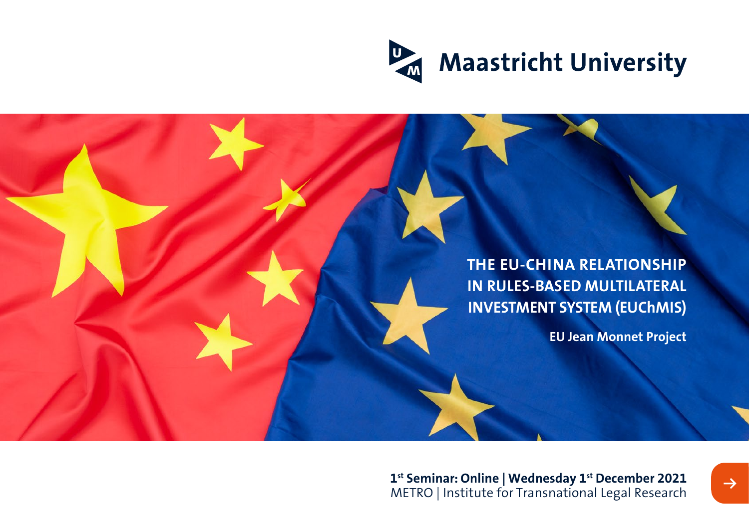Maastricht University

# THE EU-CHINA RELATIONSHIP IN RULES-BASED MULTILATERAL INVESTMENT SYSTEM (EUChMIS)

**EU Jean Monnet Project**

**1st Seminar: Online | Wednesday 1st December 2021**
METRO | Institute for Transnational Legal Research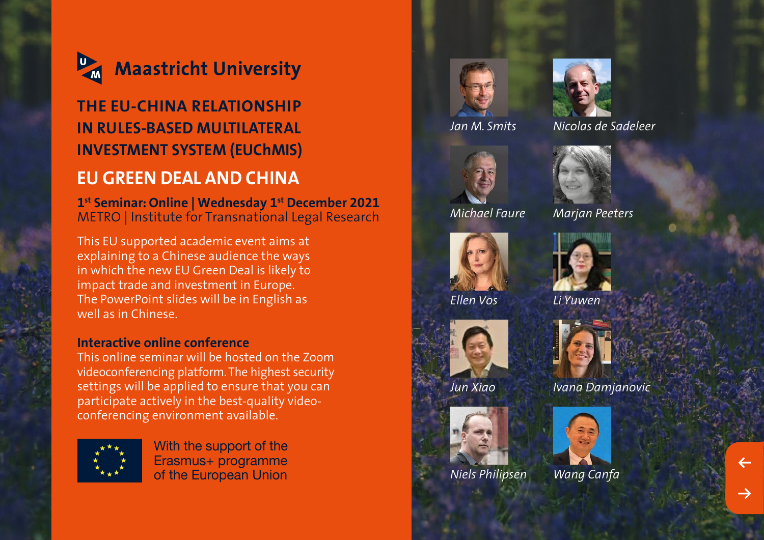# Maastricht University

## THE EU-CHINA RELATIONSHIP IN RULES-BASED MULTILATERAL INVESTMENT SYSTEM (EUChMIS)

## EU GREEN DEAL AND CHINA

**1st Seminar: Online | Wednesday 1st December 2021**
METRO | Institute for Transnational Legal Research

This EU supported academic event aims at explaining to a Chinese audience the ways in which the new EU Green Deal is likely to impact trade and investment in Europe. The PowerPoint slides will be in English as well as in Chinese.

**Interactive online conference**
This online seminar will be hosted on the Zoom videoconferencing platform. The highest security settings will be applied to ensure that you can participate actively in the best-quality video-conferencing environment available.

With the support of the Erasmus+ programme of the European Union

*Jan M. Smits*

*Nicolas de Sadeleer*

*Michael Faure*

*Marjan Peeters*

*Ellen Vos*

*Li Yuwen*

*Jun Xiao*

*Ivana Damjanovic*

*Niels Philipsen*

*Wang Canfa*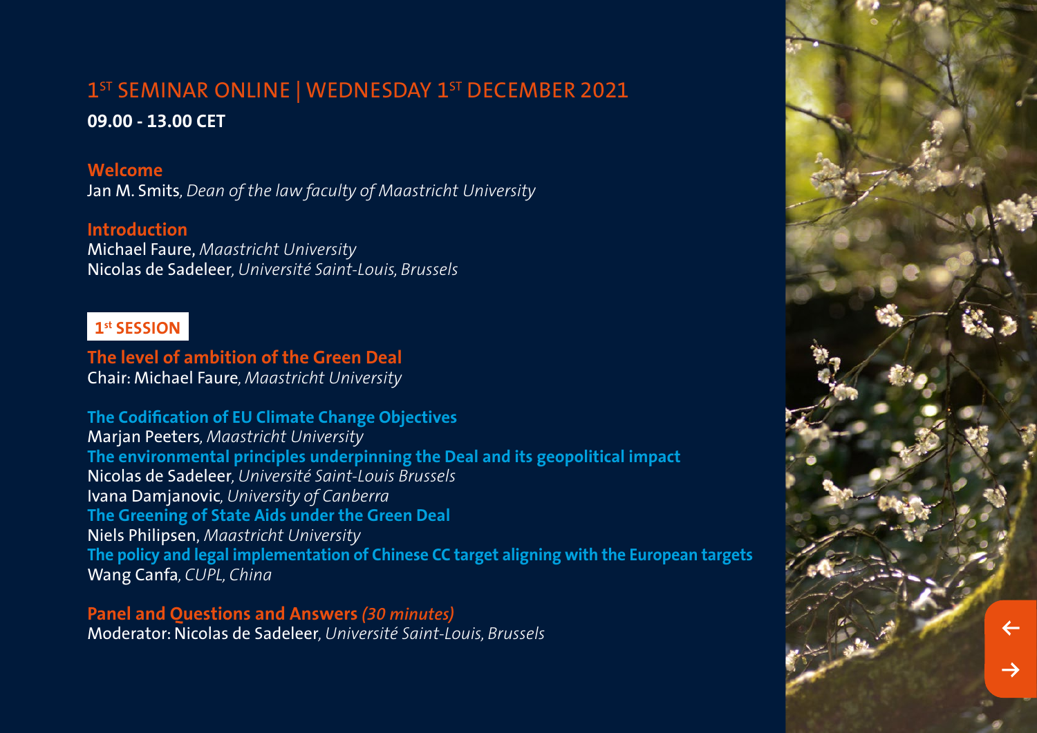## 1ST SEMINAR ONLINE | WEDNESDAY 1ST DECEMBER 2021

**09.00 - 13.00 CET**

### Welcome

Jan M. Smits, *Dean of the law faculty of Maastricht University*

### Introduction

Michael Faure, *Maastricht University*
Nicolas de Sadeleer, *Université Saint-Louis, Brussels*

### 1st SESSION

### The level of ambition of the Green Deal

Chair: Michael Faure, *Maastricht University*

**The Codification of EU Climate Change Objectives**
Marjan Peeters, *Maastricht University*

**The environmental principles underpinning the Deal and its geopolitical impact**
Nicolas de Sadeleer, *Université Saint-Louis Brussels*
Ivana Damjanovic, *University of Canberra*

**The Greening of State Aids under the Green Deal**
Niels Philipsen, *Maastricht University*

**The policy and legal implementation of Chinese CC target aligning with the European targets**
Wang Canfa, *CUPL, China*

### Panel and Questions and Answers *(30 minutes)*

Moderator: Nicolas de Sadeleer, *Université Saint-Louis, Brussels*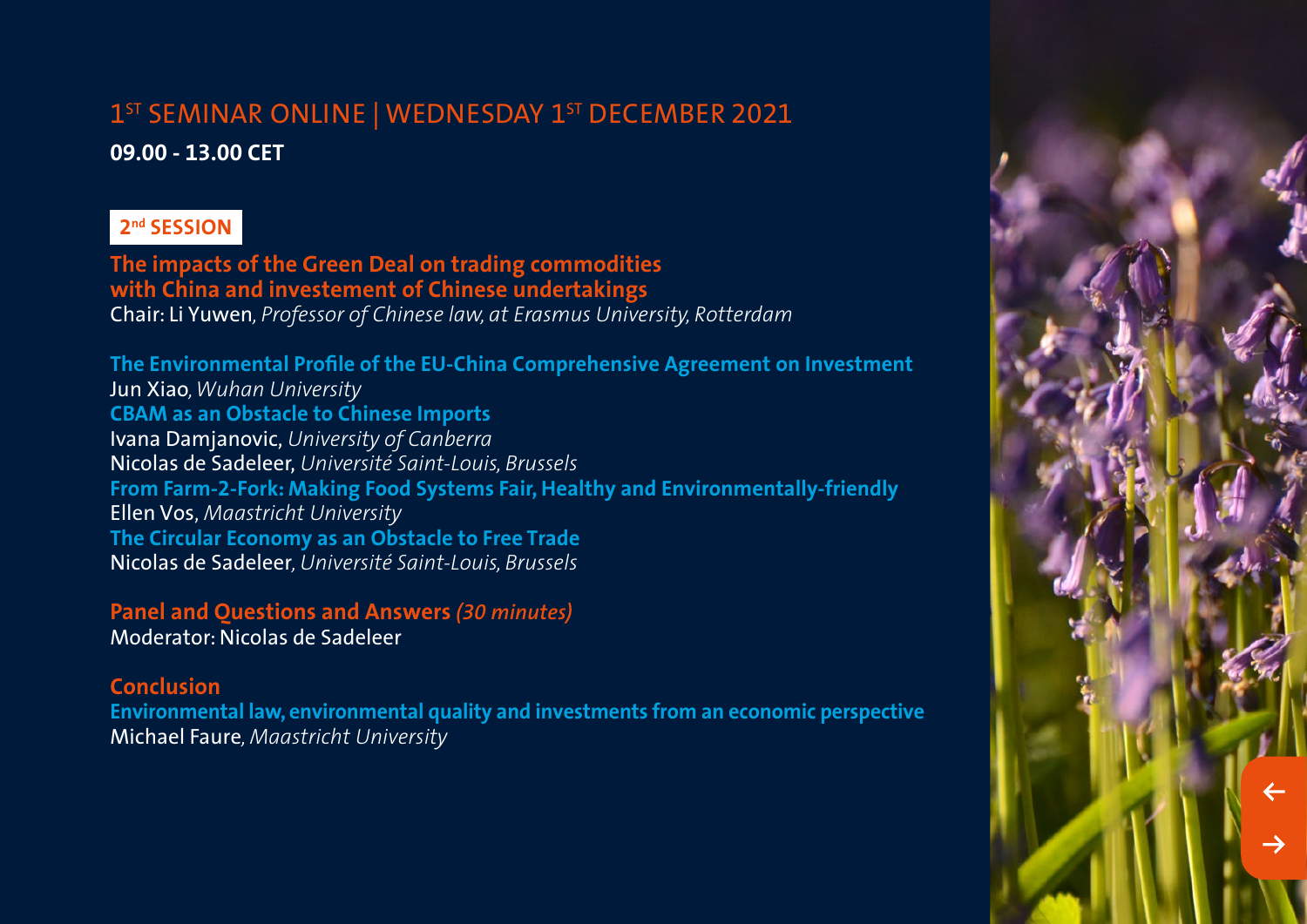# 1ST SEMINAR ONLINE | WEDNESDAY 1ST DECEMBER 2021

**09.00 - 13.00 CET**

## 2nd SESSION

**The impacts of the Green Deal on trading commodities with China and investement of Chinese undertakings**

Chair: Li Yuwen, *Professor of Chinese law, at Erasmus University, Rotterdam*

**The Environmental Profile of the EU-China Comprehensive Agreement on Investment**
Jun Xiao, *Wuhan University*

**CBAM as an Obstacle to Chinese Imports**
Ivana Damjanovic, *University of Canberra*
Nicolas de Sadeleer, *Université Saint-Louis, Brussels*

**From Farm-2-Fork: Making Food Systems Fair, Healthy and Environmentally-friendly**
Ellen Vos, *Maastricht University*

**The Circular Economy as an Obstacle to Free Trade**
Nicolas de Sadeleer, *Université Saint-Louis, Brussels*

**Panel and Questions and Answers** ***(30 minutes)***
Moderator: Nicolas de Sadeleer

**Conclusion**

**Environmental law, environmental quality and investments from an economic perspective**
Michael Faure, *Maastricht University*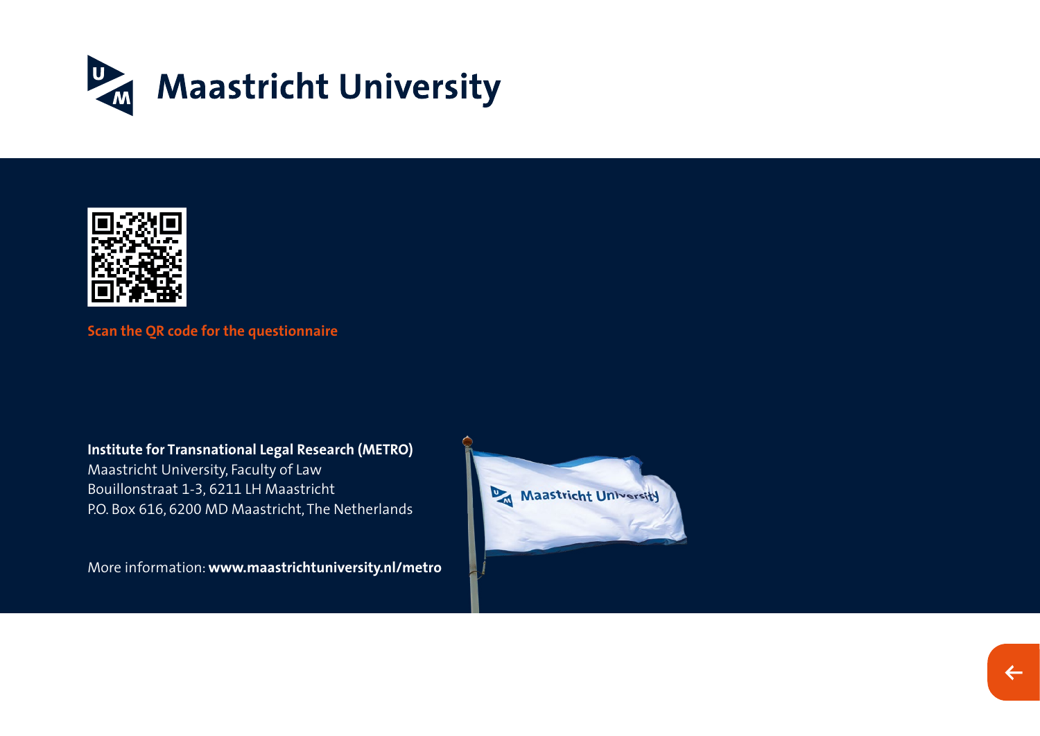# Maastricht University

Scan the QR code for the questionnaire

**Institute for Transnational Legal Research (METRO)**
Maastricht University, Faculty of Law
Bouillonstraat 1-3, 6211 LH Maastricht
P.O. Box 616, 6200 MD Maastricht, The Netherlands

More information: **www.maastrichtuniversity.nl/metro**